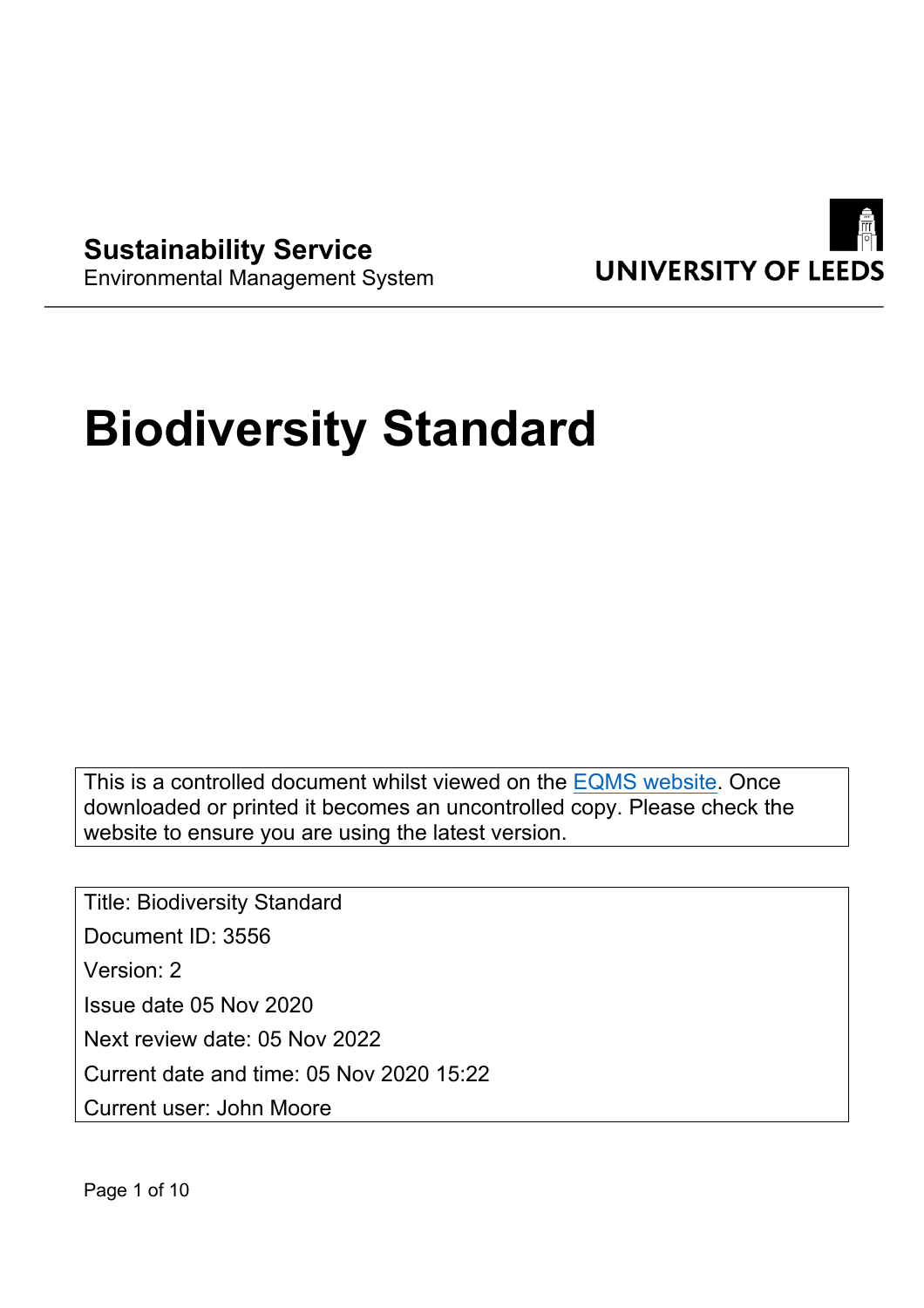**Sustainability Service**
Environmental Management System

UNIVERSITY OF LEEDS

# Biodiversity Standard

This is a controlled document whilst viewed on the [EQMS website](). Once downloaded or printed it becomes an uncontrolled copy. Please check the website to ensure you are using the latest version.

Title: Biodiversity Standard
Document ID: 3556
Version: 2
Issue date 05 Nov 2020
Next review date: 05 Nov 2022
Current date and time: 05 Nov 2020 15:22
Current user: John Moore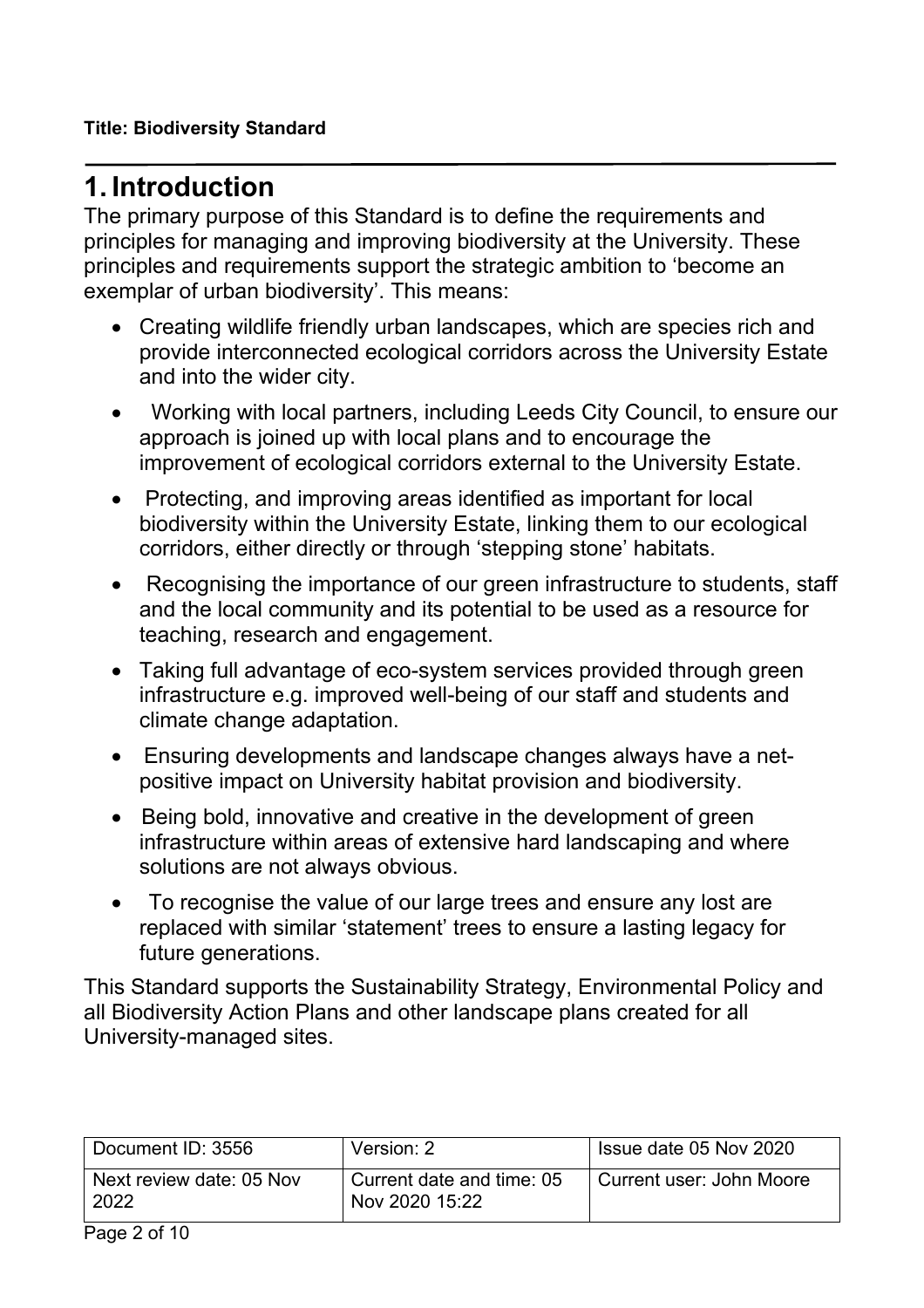**Title: Biodiversity Standard**

# 1. Introduction

The primary purpose of this Standard is to define the requirements and principles for managing and improving biodiversity at the University. These principles and requirements support the strategic ambition to 'become an exemplar of urban biodiversity'. This means:

- Creating wildlife friendly urban landscapes, which are species rich and provide interconnected ecological corridors across the University Estate and into the wider city.
- Working with local partners, including Leeds City Council, to ensure our approach is joined up with local plans and to encourage the improvement of ecological corridors external to the University Estate.
- Protecting, and improving areas identified as important for local biodiversity within the University Estate, linking them to our ecological corridors, either directly or through 'stepping stone' habitats.
- Recognising the importance of our green infrastructure to students, staff and the local community and its potential to be used as a resource for teaching, research and engagement.
- Taking full advantage of eco-system services provided through green infrastructure e.g. improved well-being of our staff and students and climate change adaptation.
- Ensuring developments and landscape changes always have a net-positive impact on University habitat provision and biodiversity.
- Being bold, innovative and creative in the development of green infrastructure within areas of extensive hard landscaping and where solutions are not always obvious.
- To recognise the value of our large trees and ensure any lost are replaced with similar 'statement' trees to ensure a lasting legacy for future generations.

This Standard supports the Sustainability Strategy, Environmental Policy and all Biodiversity Action Plans and other landscape plans created for all University-managed sites.

| Document ID: 3556 | Version: 2 | Issue date 05 Nov 2020 |
|---|---|---|
| Next review date: 05 Nov 2022 | Current date and time: 05 Nov 2020 15:22 | Current user: John Moore |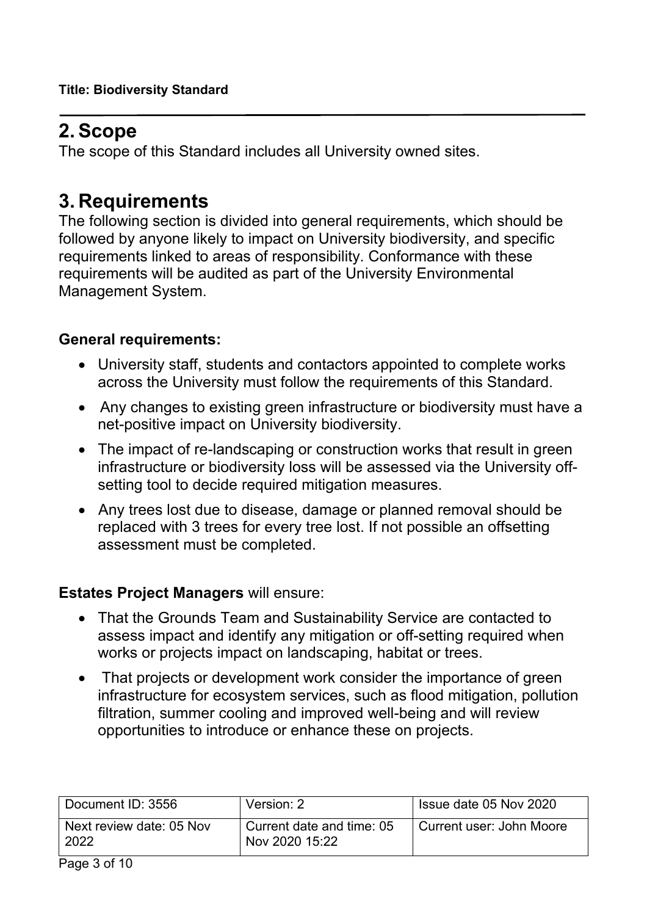## 2. Scope

The scope of this Standard includes all University owned sites.

## 3. Requirements

The following section is divided into general requirements, which should be followed by anyone likely to impact on University biodiversity, and specific requirements linked to areas of responsibility. Conformance with these requirements will be audited as part of the University Environmental Management System.

**General requirements:**

- University staff, students and contactors appointed to complete works across the University must follow the requirements of this Standard.
- Any changes to existing green infrastructure or biodiversity must have a net-positive impact on University biodiversity.
- The impact of re-landscaping or construction works that result in green infrastructure or biodiversity loss will be assessed via the University off-setting tool to decide required mitigation measures.
- Any trees lost due to disease, damage or planned removal should be replaced with 3 trees for every tree lost. If not possible an offsetting assessment must be completed.

**Estates Project Managers** will ensure:

- That the Grounds Team and Sustainability Service are contacted to assess impact and identify any mitigation or off-setting required when works or projects impact on landscaping, habitat or trees.
- That projects or development work consider the importance of green infrastructure for ecosystem services, such as flood mitigation, pollution filtration, summer cooling and improved well-being and will review opportunities to introduce or enhance these on projects.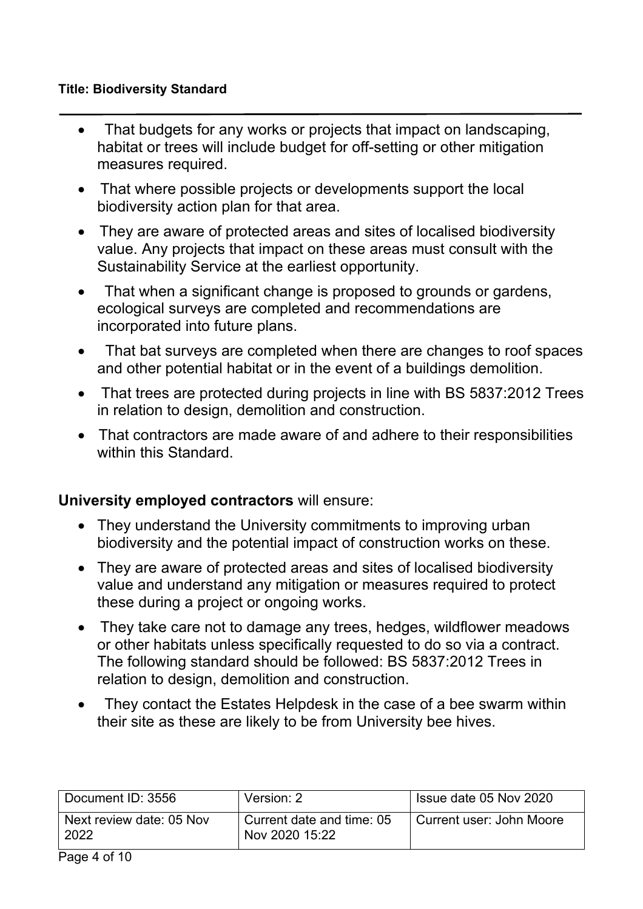- That budgets for any works or projects that impact on landscaping, habitat or trees will include budget for off-setting or other mitigation measures required.
- That where possible projects or developments support the local biodiversity action plan for that area.
- They are aware of protected areas and sites of localised biodiversity value. Any projects that impact on these areas must consult with the Sustainability Service at the earliest opportunity.
- That when a significant change is proposed to grounds or gardens, ecological surveys are completed and recommendations are incorporated into future plans.
- That bat surveys are completed when there are changes to roof spaces and other potential habitat or in the event of a buildings demolition.
- That trees are protected during projects in line with BS 5837:2012 Trees in relation to design, demolition and construction.
- That contractors are made aware of and adhere to their responsibilities within this Standard.

**University employed contractors** will ensure:

- They understand the University commitments to improving urban biodiversity and the potential impact of construction works on these.
- They are aware of protected areas and sites of localised biodiversity value and understand any mitigation or measures required to protect these during a project or ongoing works.
- They take care not to damage any trees, hedges, wildflower meadows or other habitats unless specifically requested to do so via a contract. The following standard should be followed: BS 5837:2012 Trees in relation to design, demolition and construction.
- They contact the Estates Helpdesk in the case of a bee swarm within their site as these are likely to be from University bee hives.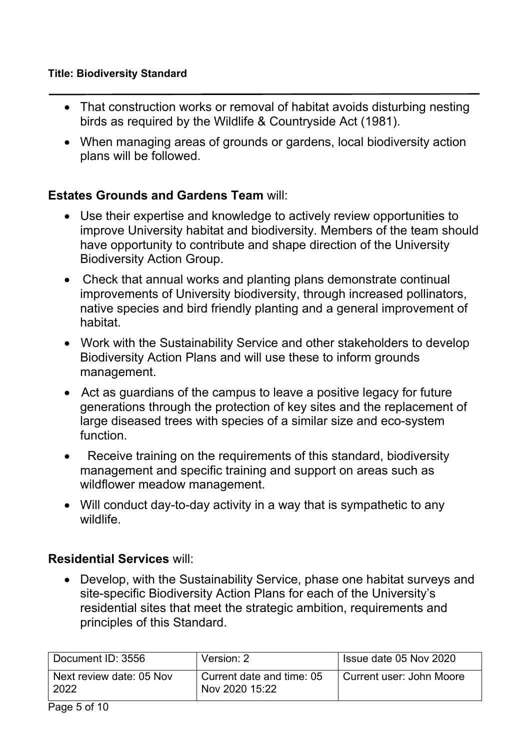- That construction works or removal of habitat avoids disturbing nesting birds as required by the Wildlife & Countryside Act (1981).
- When managing areas of grounds or gardens, local biodiversity action plans will be followed.

**Estates Grounds and Gardens Team** will:

- Use their expertise and knowledge to actively review opportunities to improve University habitat and biodiversity. Members of the team should have opportunity to contribute and shape direction of the University Biodiversity Action Group.
- Check that annual works and planting plans demonstrate continual improvements of University biodiversity, through increased pollinators, native species and bird friendly planting and a general improvement of habitat.
- Work with the Sustainability Service and other stakeholders to develop Biodiversity Action Plans and will use these to inform grounds management.
- Act as guardians of the campus to leave a positive legacy for future generations through the protection of key sites and the replacement of large diseased trees with species of a similar size and eco-system function.
- Receive training on the requirements of this standard, biodiversity management and specific training and support on areas such as wildflower meadow management.
- Will conduct day-to-day activity in a way that is sympathetic to any wildlife.

**Residential Services** will:

- Develop, with the Sustainability Service, phase one habitat surveys and site-specific Biodiversity Action Plans for each of the University's residential sites that meet the strategic ambition, requirements and principles of this Standard.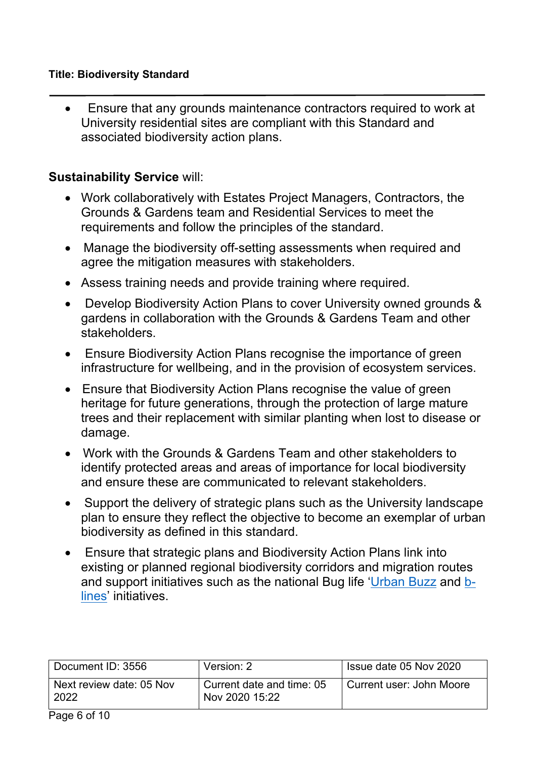- Ensure that any grounds maintenance contractors required to work at University residential sites are compliant with this Standard and associated biodiversity action plans.

**Sustainability Service** will:

- Work collaboratively with Estates Project Managers, Contractors, the Grounds & Gardens team and Residential Services to meet the requirements and follow the principles of the standard.
- Manage the biodiversity off-setting assessments when required and agree the mitigation measures with stakeholders.
- Assess training needs and provide training where required.
- Develop Biodiversity Action Plans to cover University owned grounds & gardens in collaboration with the Grounds & Gardens Team and other stakeholders.
- Ensure Biodiversity Action Plans recognise the importance of green infrastructure for wellbeing, and in the provision of ecosystem services.
- Ensure that Biodiversity Action Plans recognise the value of green heritage for future generations, through the protection of large mature trees and their replacement with similar planting when lost to disease or damage.
- Work with the Grounds & Gardens Team and other stakeholders to identify protected areas and areas of importance for local biodiversity and ensure these are communicated to relevant stakeholders.
- Support the delivery of strategic plans such as the University landscape plan to ensure they reflect the objective to become an exemplar of urban biodiversity as defined in this standard.
- Ensure that strategic plans and Biodiversity Action Plans link into existing or planned regional biodiversity corridors and migration routes and support initiatives such as the national Bug life 'Urban Buzz and b-lines' initiatives.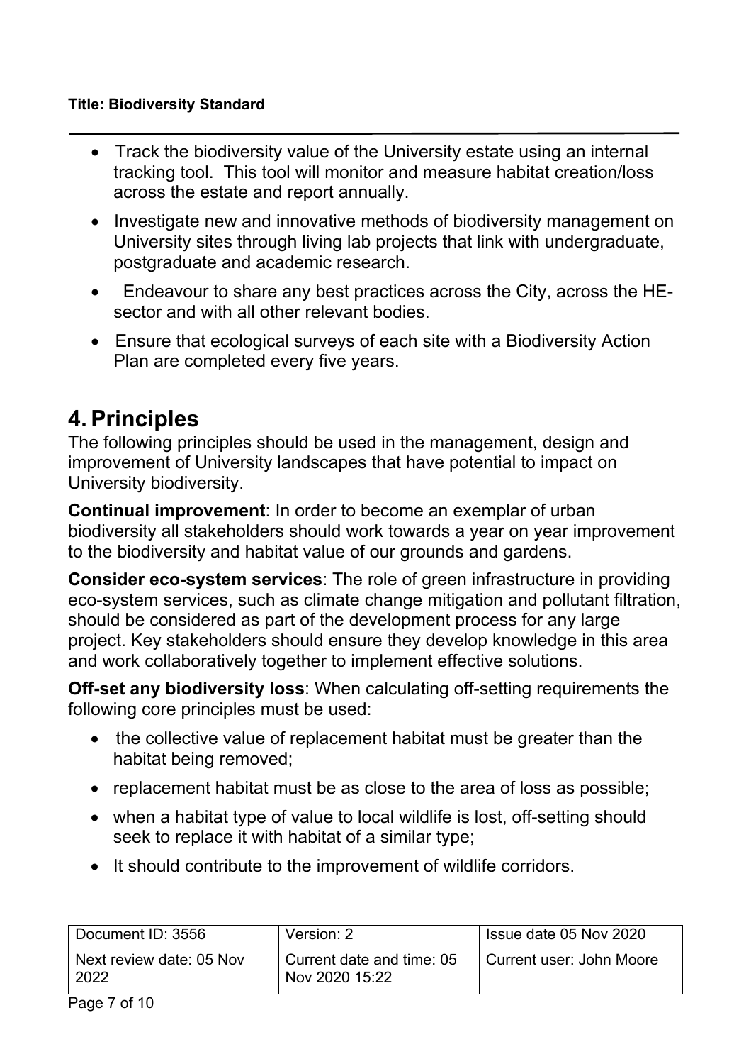- Track the biodiversity value of the University estate using an internal tracking tool. This tool will monitor and measure habitat creation/loss across the estate and report annually.
- Investigate new and innovative methods of biodiversity management on University sites through living lab projects that link with undergraduate, postgraduate and academic research.
- Endeavour to share any best practices across the City, across the HE-sector and with all other relevant bodies.
- Ensure that ecological surveys of each site with a Biodiversity Action Plan are completed every five years.

# 4. Principles

The following principles should be used in the management, design and improvement of University landscapes that have potential to impact on University biodiversity.

**Continual improvement**: In order to become an exemplar of urban biodiversity all stakeholders should work towards a year on year improvement to the biodiversity and habitat value of our grounds and gardens.

**Consider eco-system services**: The role of green infrastructure in providing eco-system services, such as climate change mitigation and pollutant filtration, should be considered as part of the development process for any large project. Key stakeholders should ensure they develop knowledge in this area and work collaboratively together to implement effective solutions.

**Off-set any biodiversity loss**: When calculating off-setting requirements the following core principles must be used:

- the collective value of replacement habitat must be greater than the habitat being removed;
- replacement habitat must be as close to the area of loss as possible;
- when a habitat type of value to local wildlife is lost, off-setting should seek to replace it with habitat of a similar type;
- It should contribute to the improvement of wildlife corridors.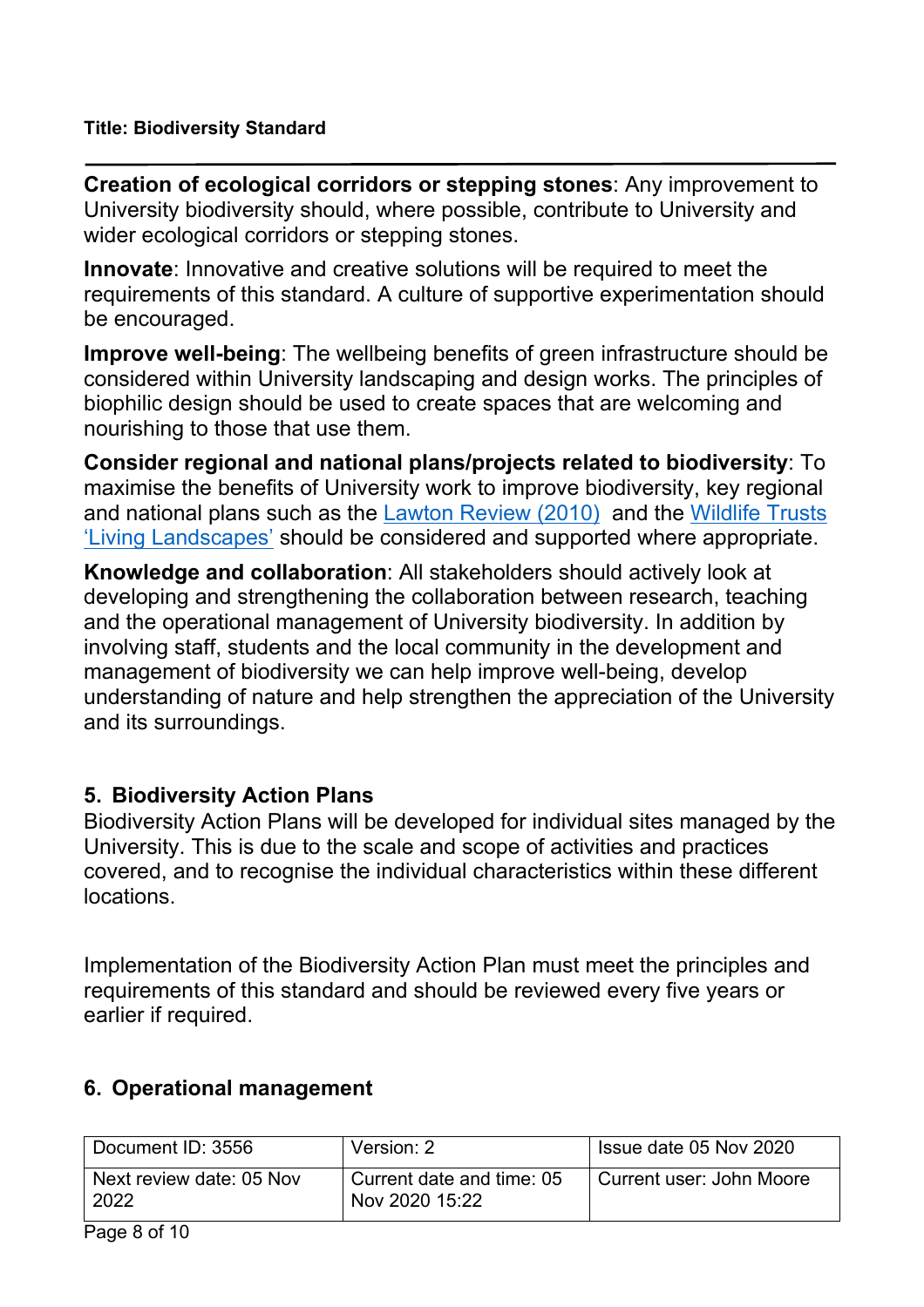**Creation of ecological corridors or stepping stones**: Any improvement to University biodiversity should, where possible, contribute to University and wider ecological corridors or stepping stones.

**Innovate**: Innovative and creative solutions will be required to meet the requirements of this standard. A culture of supportive experimentation should be encouraged.

**Improve well-being**: The wellbeing benefits of green infrastructure should be considered within University landscaping and design works. The principles of biophilic design should be used to create spaces that are welcoming and nourishing to those that use them.

**Consider regional and national plans/projects related to biodiversity**: To maximise the benefits of University work to improve biodiversity, key regional and national plans such as the Lawton Review (2010) and the Wildlife Trusts 'Living Landscapes' should be considered and supported where appropriate.

**Knowledge and collaboration**: All stakeholders should actively look at developing and strengthening the collaboration between research, teaching and the operational management of University biodiversity. In addition by involving staff, students and the local community in the development and management of biodiversity we can help improve well-being, develop understanding of nature and help strengthen the appreciation of the University and its surroundings.

## 5. Biodiversity Action Plans

Biodiversity Action Plans will be developed for individual sites managed by the University. This is due to the scale and scope of activities and practices covered, and to recognise the individual characteristics within these different locations.

Implementation of the Biodiversity Action Plan must meet the principles and requirements of this standard and should be reviewed every five years or earlier if required.

## 6. Operational management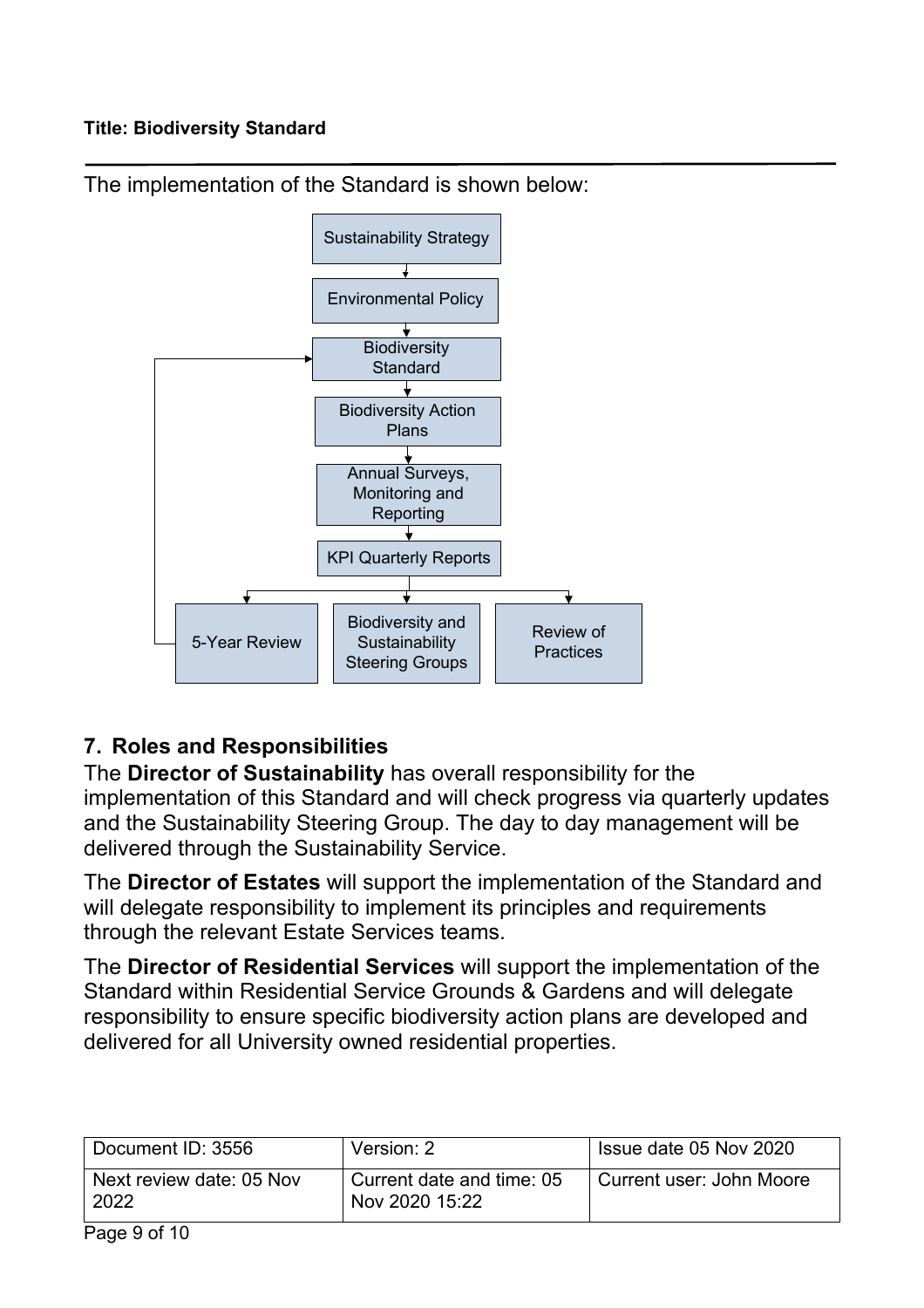The implementation of the Standard is shown below:

Sustainability Strategy

Environmental Policy

Biodiversity Standard

Biodiversity Action Plans

Annual Surveys, Monitoring and Reporting

KPI Quarterly Reports

5-Year Review

Biodiversity and Sustainability Steering Groups

Review of Practices

## 7. Roles and Responsibilities

The **Director of Sustainability** has overall responsibility for the implementation of this Standard and will check progress via quarterly updates and the Sustainability Steering Group. The day to day management will be delivered through the Sustainability Service.

The **Director of Estates** will support the implementation of the Standard and will delegate responsibility to implement its principles and requirements through the relevant Estate Services teams.

The **Director of Residential Services** will support the implementation of the Standard within Residential Service Grounds & Gardens and will delegate responsibility to ensure specific biodiversity action plans are developed and delivered for all University owned residential properties.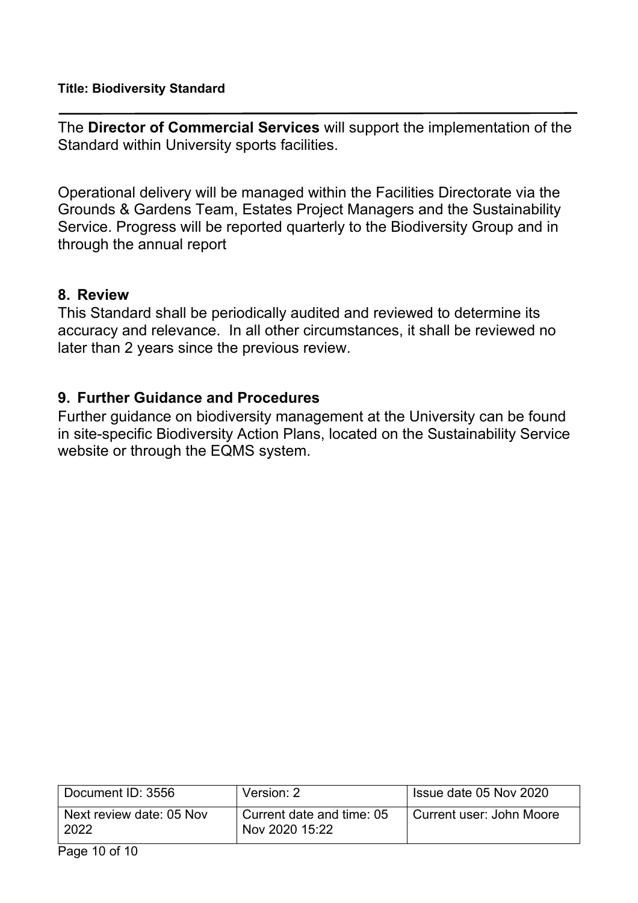The **Director of Commercial Services** will support the implementation of the Standard within University sports facilities.

Operational delivery will be managed within the Facilities Directorate via the Grounds & Gardens Team, Estates Project Managers and the Sustainability Service. Progress will be reported quarterly to the Biodiversity Group and in through the annual report

## 8. Review

This Standard shall be periodically audited and reviewed to determine its accuracy and relevance. In all other circumstances, it shall be reviewed no later than 2 years since the previous review.

## 9. Further Guidance and Procedures

Further guidance on biodiversity management at the University can be found in site-specific Biodiversity Action Plans, located on the Sustainability Service website or through the EQMS system.